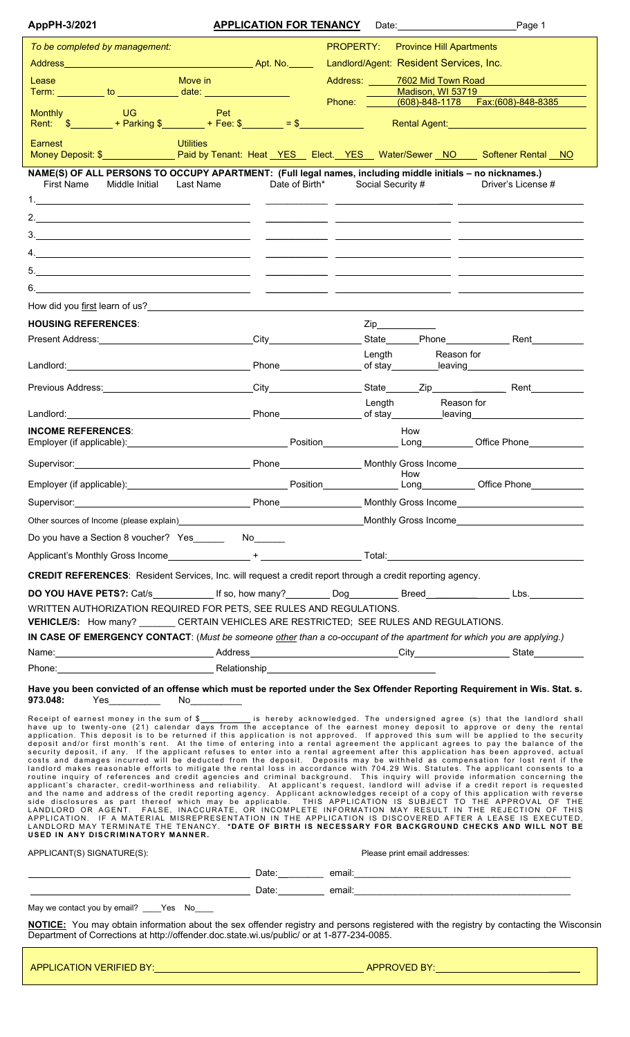AppPH-3/2021 **APPLICATION FOR TENANCY** Date:______________________

*To be completed by management:*

Address_______________________________________ Apt. No._____

Lease Term: _________ to ___________ Move in date: _______________

Monthly Rent: $________ + UG Parking $________ + Pet Fee: $________ = $___________

Earnest Money Deposit: $______________ Utilities Paid by Tenant: Heat YES Elect. YES Water/Sewer NO Softener Rental NO

PROPERTY: Province Hill Apartments
Landlord/Agent: Resident Services, Inc.
Address: 7602 Mid Town Road
Madison, WI 53719
Phone: (608)-848-1178 Fax:(608)-848-8385
Rental Agent:______________________

**NAME(S) OF ALL PERSONS TO OCCUPY APARTMENT: (Full legal names, including middle initials – no nicknames.)**

| First Name Middle Initial Last Name | Date of Birth* | Social Security # | Driver's License # |
|---|---|---|---|
| 1. | | | |
| 2. | | | |
| 3. | | | |
| 4. | | | |
| 5. | | | |
| 6. | | | |

How did you first learn of us?_______________________________________________

**HOUSING REFERENCES**:

Present Address:__________________ City______________ State______ Zip__________ Phone__________ Rent________

Landlord:__________________ Phone______________ Length of stay________ Reason for leaving__________________

Previous Address:__________________ City______________ State______ Zip__________ Rent________

Landlord:__________________ Phone______________ Length of stay________ Reason for leaving__________________

**INCOME REFERENCES**:

Employer (if applicable):__________________ Position______________ How Long__________ Office Phone__________

Supervisor:__________________ Phone______________ Monthly Gross Income__________________

Employer (if applicable):__________________ Position______________ How Long__________ Office Phone__________

Supervisor:__________________ Phone______________ Monthly Gross Income__________________

Other sources of Income (please explain)__________________ Monthly Gross Income__________________

Do you have a Section 8 voucher? Yes______ No______

Applicant's Monthly Gross Income______________ + ______________ Total:__________________

**CREDIT REFERENCES**: Resident Services, Inc. will request a credit report through a credit reporting agency.

**DO YOU HAVE PETS?:** Cat/s__________ If so, how many?________ Dog________ Breed______________ Lbs.__________

WRITTEN AUTHORIZATION REQUIRED FOR PETS, SEE RULES AND REGULATIONS.

**VEHICLE/S:** How many? _______ CERTAIN VEHICLES ARE RESTRICTED; SEE RULES AND REGULATIONS.

**IN CASE OF EMERGENCY CONTACT**: (*Must be someone other than a co-occupant of the apartment for which you are applying.*)

Name:__________________ Address__________________ City______________ State________

Phone:__________________ Relationship__________________

**Have you been convicted of an offense which must be reported under the Sex Offender Reporting Requirement in Wis. Stat. s. 973.048:** Yes__________ No__________

Receipt of earnest money in the sum of $__________ is hereby acknowledged. The undersigned agree (s) that the landlord shall have up to twenty-one (21) calendar days from the acceptance of the earnest money deposit to approve or deny the rental application. This deposit is to be returned if this application is not approved. If approved this sum will be applied to the security deposit and/or first month's rent. At the time of entering into a rental agreement the applicant agrees to pay the balance of the security deposit, if any. If the applicant refuses to enter into a rental agreement after this application has been approved, actual costs and damages incurred will be deducted from the deposit. Deposits may be withheld as compensation for lost rent if the landlord makes reasonable efforts to mitigate the rental loss in accordance with 704.29 Wis. Statutes. The applicant consents to a routine inquiry of references and credit agencies and criminal background. This inquiry will provide information concerning the applicant's character, credit-worthiness and reliability. At applicant's request, landlord will advise if a credit report is requested and the name and address of the credit reporting agency. Applicant acknowledges receipt of a copy of this application with reverse side disclosures as part thereof which may be applicable. THIS APPLICATION IS SUBJECT TO THE APPROVAL OF THE LANDLORD OR AGENT. FALSE, INACCURATE, OR INCOMPLETE INFORMATION MAY RESULT IN THE REJECTION OF THIS APPLICATION. IF A MATERIAL MISREPRESENTATION IN THE APPLICATION IS DISCOVERED AFTER A LEASE IS EXECUTED, LANDLORD MAY TERMINATE THE TENANCY. ***DATE OF BIRTH IS NECESSARY FOR BACKGROUND CHECKS AND WILL NOT BE USED IN ANY DISCRIMINATORY MANNER.**

APPLICANT(S) SIGNATURE(S): Please print email addresses:

______________________________ Date:________ email:______________________________

______________________________ Date:________ email:______________________________

May we contact you by email? ____Yes No____

**NOTICE:** You may obtain information about the sex offender registry and persons registered with the registry by contacting the Wisconsin Department of Corrections at http://offender.doc.state.wi.us/public/ or at 1-877-234-0085.

APPLICATION VERIFIED BY:______________________________ APPROVED BY:______________________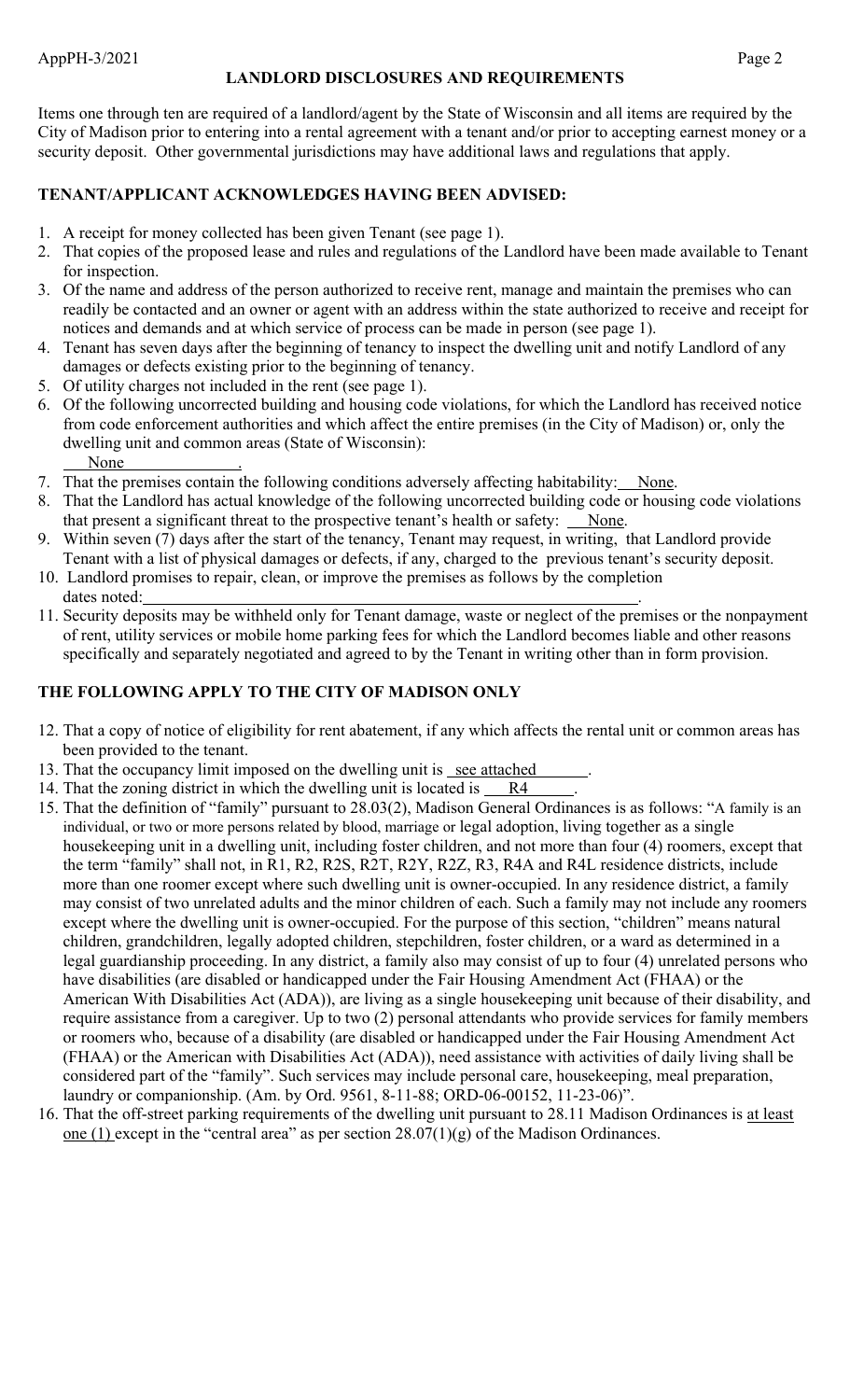## LANDLORD DISCLOSURES AND REQUIREMENTS

Items one through ten are required of a landlord/agent by the State of Wisconsin and all items are required by the City of Madison prior to entering into a rental agreement with a tenant and/or prior to accepting earnest money or a security deposit. Other governmental jurisdictions may have additional laws and regulations that apply.

### TENANT/APPLICANT ACKNOWLEDGES HAVING BEEN ADVISED:

1. A receipt for money collected has been given Tenant (see page 1).
2. That copies of the proposed lease and rules and regulations of the Landlord have been made available to Tenant for inspection.
3. Of the name and address of the person authorized to receive rent, manage and maintain the premises who can readily be contacted and an owner or agent with an address within the state authorized to receive and receipt for notices and demands and at which service of process can be made in person (see page 1).
4. Tenant has seven days after the beginning of tenancy to inspect the dwelling unit and notify Landlord of any damages or defects existing prior to the beginning of tenancy.
5. Of utility charges not included in the rent (see page 1).
6. Of the following uncorrected building and housing code violations, for which the Landlord has received notice from code enforcement authorities and which affect the entire premises (in the City of Madison) or, only the dwelling unit and common areas (State of Wisconsin): None.
7. That the premises contain the following conditions adversely affecting habitability: None.
8. That the Landlord has actual knowledge of the following uncorrected building code or housing code violations that present a significant threat to the prospective tenant's health or safety: None.
9. Within seven (7) days after the start of the tenancy, Tenant may request, in writing, that Landlord provide Tenant with a list of physical damages or defects, if any, charged to the previous tenant's security deposit.
10. Landlord promises to repair, clean, or improve the premises as follows by the completion dates noted: ______________________________.
11. Security deposits may be withheld only for Tenant damage, waste or neglect of the premises or the nonpayment of rent, utility services or mobile home parking fees for which the Landlord becomes liable and other reasons specifically and separately negotiated and agreed to by the Tenant in writing other than in form provision.

### THE FOLLOWING APPLY TO THE CITY OF MADISON ONLY

12. That a copy of notice of eligibility for rent abatement, if any which affects the rental unit or common areas has been provided to the tenant.
13. That the occupancy limit imposed on the dwelling unit is see attached.
14. That the zoning district in which the dwelling unit is located is R4.
15. That the definition of "family" pursuant to 28.03(2), Madison General Ordinances is as follows: "A family is an individual, or two or more persons related by blood, marriage or legal adoption, living together as a single housekeeping unit in a dwelling unit, including foster children, and not more than four (4) roomers, except that the term "family" shall not, in R1, R2, R2S, R2T, R2Y, R2Z, R3, R4A and R4L residence districts, include more than one roomer except where such dwelling unit is owner-occupied. In any residence district, a family may consist of two unrelated adults and the minor children of each. Such a family may not include any roomers except where the dwelling unit is owner-occupied. For the purpose of this section, "children" means natural children, grandchildren, legally adopted children, stepchildren, foster children, or a ward as determined in a legal guardianship proceeding. In any district, a family also may consist of up to four (4) unrelated persons who have disabilities (are disabled or handicapped under the Fair Housing Amendment Act (FHAA) or the American With Disabilities Act (ADA)), are living as a single housekeeping unit because of their disability, and require assistance from a caregiver. Up to two (2) personal attendants who provide services for family members or roomers who, because of a disability (are disabled or handicapped under the Fair Housing Amendment Act (FHAA) or the American with Disabilities Act (ADA)), need assistance with activities of daily living shall be considered part of the "family". Such services may include personal care, housekeeping, meal preparation, laundry or companionship. (Am. by Ord. 9561, 8-11-88; ORD-06-00152, 11-23-06)".
16. That the off-street parking requirements of the dwelling unit pursuant to 28.11 Madison Ordinances is at least one (1) except in the "central area" as per section 28.07(1)(g) of the Madison Ordinances.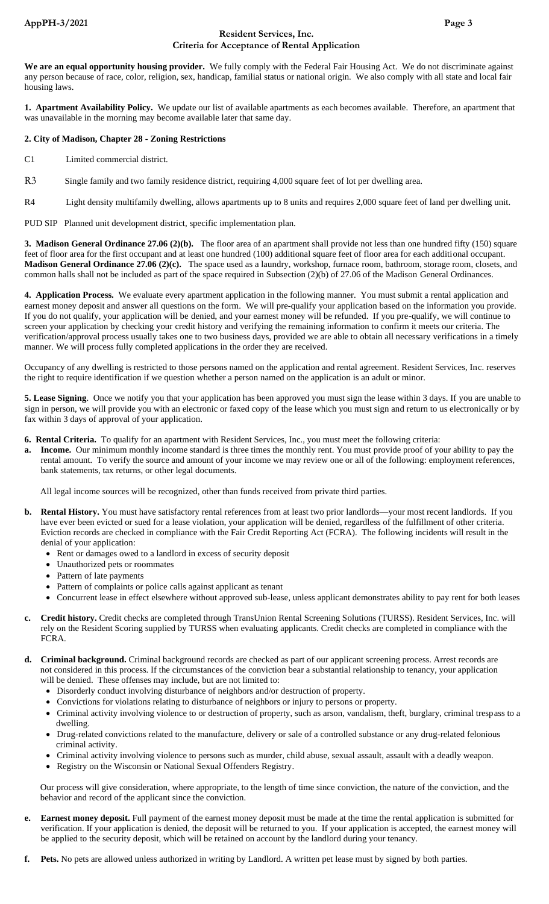# Resident Services, Inc.
## Criteria for Acceptance of Rental Application

**We are an equal opportunity housing provider.** We fully comply with the Federal Fair Housing Act. We do not discriminate against any person because of race, color, religion, sex, handicap, familial status or national origin. We also comply with all state and local fair housing laws.

**1. Apartment Availability Policy.** We update our list of available apartments as each becomes available. Therefore, an apartment that was unavailable in the morning may become available later that same day.

**2. City of Madison, Chapter 28 - Zoning Restrictions**

C1 Limited commercial district.

R3 Single family and two family residence district, requiring 4,000 square feet of lot per dwelling area.

R4 Light density multifamily dwelling, allows apartments up to 8 units and requires 2,000 square feet of land per dwelling unit.

PUD SIP Planned unit development district, specific implementation plan.

**3. Madison General Ordinance 27.06 (2)(b).** The floor area of an apartment shall provide not less than one hundred fifty (150) square feet of floor area for the first occupant and at least one hundred (100) additional square feet of floor area for each additional occupant.
**Madison General Ordinance 27.06 (2)(c).** The space used as a laundry, workshop, furnace room, bathroom, storage room, closets, and common halls shall not be included as part of the space required in Subsection (2)(b) of 27.06 of the Madison General Ordinances.

**4. Application Process.** We evaluate every apartment application in the following manner. You must submit a rental application and earnest money deposit and answer all questions on the form. We will pre-qualify your application based on the information you provide. If you do not qualify, your application will be denied, and your earnest money will be refunded. If you pre-qualify, we will continue to screen your application by checking your credit history and verifying the remaining information to confirm it meets our criteria. The verification/approval process usually takes one to two business days, provided we are able to obtain all necessary verifications in a timely manner. We will process fully completed applications in the order they are received.

Occupancy of any dwelling is restricted to those persons named on the application and rental agreement. Resident Services, Inc. reserves the right to require identification if we question whether a person named on the application is an adult or minor.

**5. Lease Signing**. Once we notify you that your application has been approved you must sign the lease within 3 days. If you are unable to sign in person, we will provide you with an electronic or faxed copy of the lease which you must sign and return to us electronically or by fax within 3 days of approval of your application.

**6. Rental Criteria.** To qualify for an apartment with Resident Services, Inc., you must meet the following criteria:

**a. Income.** Our minimum monthly income standard is three times the monthly rent. You must provide proof of your ability to pay the rental amount. To verify the source and amount of your income we may review one or all of the following: employment references, bank statements, tax returns, or other legal documents.

All legal income sources will be recognized, other than funds received from private third parties.

**b. Rental History.** You must have satisfactory rental references from at least two prior landlords—your most recent landlords. If you have ever been evicted or sued for a lease violation, your application will be denied, regardless of the fulfillment of other criteria. Eviction records are checked in compliance with the Fair Credit Reporting Act (FCRA). The following incidents will result in the denial of your application:

- Rent or damages owed to a landlord in excess of security deposit
- Unauthorized pets or roommates
- Pattern of late payments
- Pattern of complaints or police calls against applicant as tenant
- Concurrent lease in effect elsewhere without approved sub-lease, unless applicant demonstrates ability to pay rent for both leases

**c. Credit history.** Credit checks are completed through TransUnion Rental Screening Solutions (TURSS). Resident Services, Inc. will rely on the Resident Scoring supplied by TURSS when evaluating applicants. Credit checks are completed in compliance with the FCRA.

**d. Criminal background.** Criminal background records are checked as part of our applicant screening process. Arrest records are not considered in this process. If the circumstances of the conviction bear a substantial relationship to tenancy, your application will be denied. These offenses may include, but are not limited to:

- Disorderly conduct involving disturbance of neighbors and/or destruction of property.
- Convictions for violations relating to disturbance of neighbors or injury to persons or property.
- Criminal activity involving violence to or destruction of property, such as arson, vandalism, theft, burglary, criminal trespass to a dwelling.
- Drug-related convictions related to the manufacture, delivery or sale of a controlled substance or any drug-related felonious criminal activity.
- Criminal activity involving violence to persons such as murder, child abuse, sexual assault, assault with a deadly weapon.
- Registry on the Wisconsin or National Sexual Offenders Registry.

Our process will give consideration, where appropriate, to the length of time since conviction, the nature of the conviction, and the behavior and record of the applicant since the conviction.

**e. Earnest money deposit.** Full payment of the earnest money deposit must be made at the time the rental application is submitted for verification. If your application is denied, the deposit will be returned to you. If your application is accepted, the earnest money will be applied to the security deposit, which will be retained on account by the landlord during your tenancy.

**f. Pets.** No pets are allowed unless authorized in writing by Landlord. A written pet lease must by signed by both parties.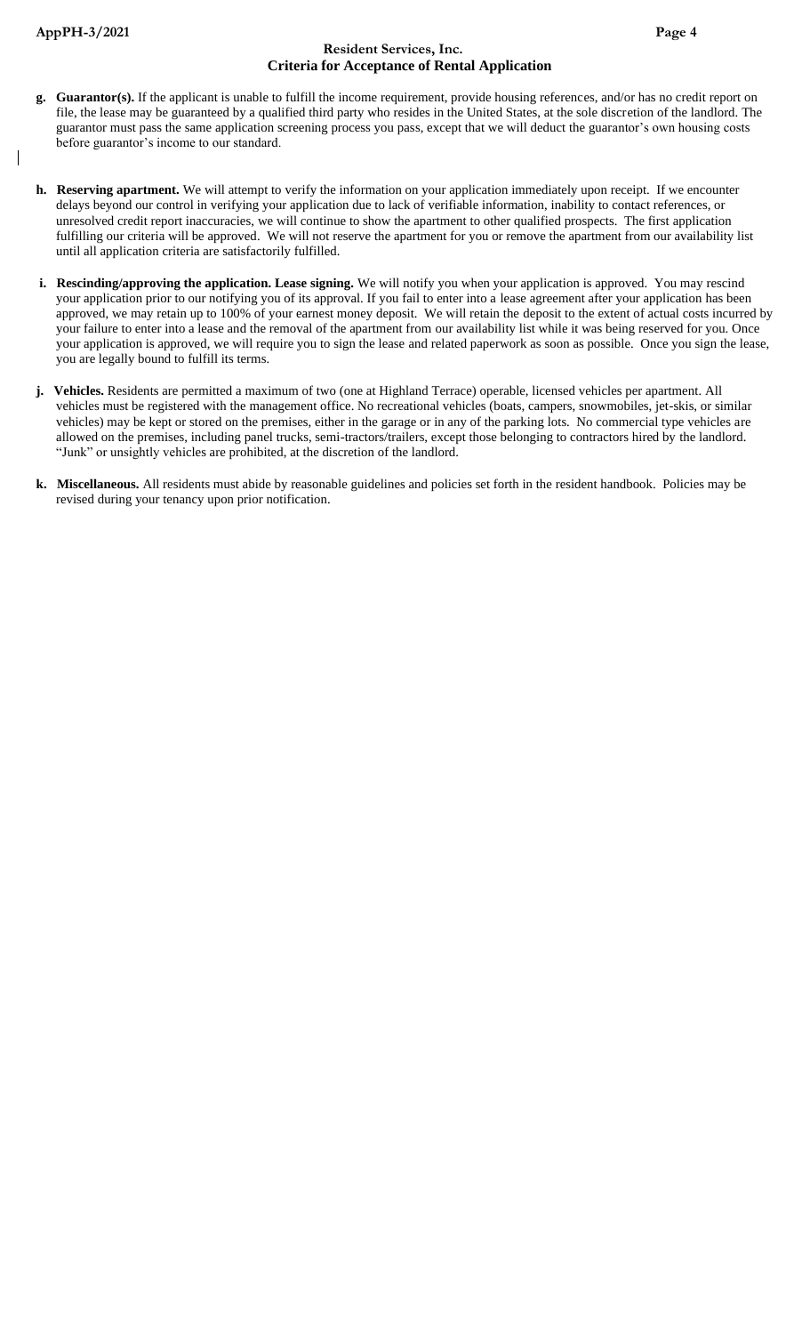**Resident Services, Inc.**
**Criteria for Acceptance of Rental Application**

**g. Guarantor(s).** If the applicant is unable to fulfill the income requirement, provide housing references, and/or has no credit report on file, the lease may be guaranteed by a qualified third party who resides in the United States, at the sole discretion of the landlord. The guarantor must pass the same application screening process you pass, except that we will deduct the guarantor's own housing costs before guarantor's income to our standard.

**h. Reserving apartment.** We will attempt to verify the information on your application immediately upon receipt. If we encounter delays beyond our control in verifying your application due to lack of verifiable information, inability to contact references, or unresolved credit report inaccuracies, we will continue to show the apartment to other qualified prospects. The first application fulfilling our criteria will be approved. We will not reserve the apartment for you or remove the apartment from our availability list until all application criteria are satisfactorily fulfilled.

**i. Rescinding/approving the application. Lease signing.** We will notify you when your application is approved. You may rescind your application prior to our notifying you of its approval. If you fail to enter into a lease agreement after your application has been approved, we may retain up to 100% of your earnest money deposit. We will retain the deposit to the extent of actual costs incurred by your failure to enter into a lease and the removal of the apartment from our availability list while it was being reserved for you. Once your application is approved, we will require you to sign the lease and related paperwork as soon as possible. Once you sign the lease, you are legally bound to fulfill its terms.

**j. Vehicles.** Residents are permitted a maximum of two (one at Highland Terrace) operable, licensed vehicles per apartment. All vehicles must be registered with the management office. No recreational vehicles (boats, campers, snowmobiles, jet-skis, or similar vehicles) may be kept or stored on the premises, either in the garage or in any of the parking lots. No commercial type vehicles are allowed on the premises, including panel trucks, semi-tractors/trailers, except those belonging to contractors hired by the landlord. "Junk" or unsightly vehicles are prohibited, at the discretion of the landlord.

**k. Miscellaneous.** All residents must abide by reasonable guidelines and policies set forth in the resident handbook. Policies may be revised during your tenancy upon prior notification.